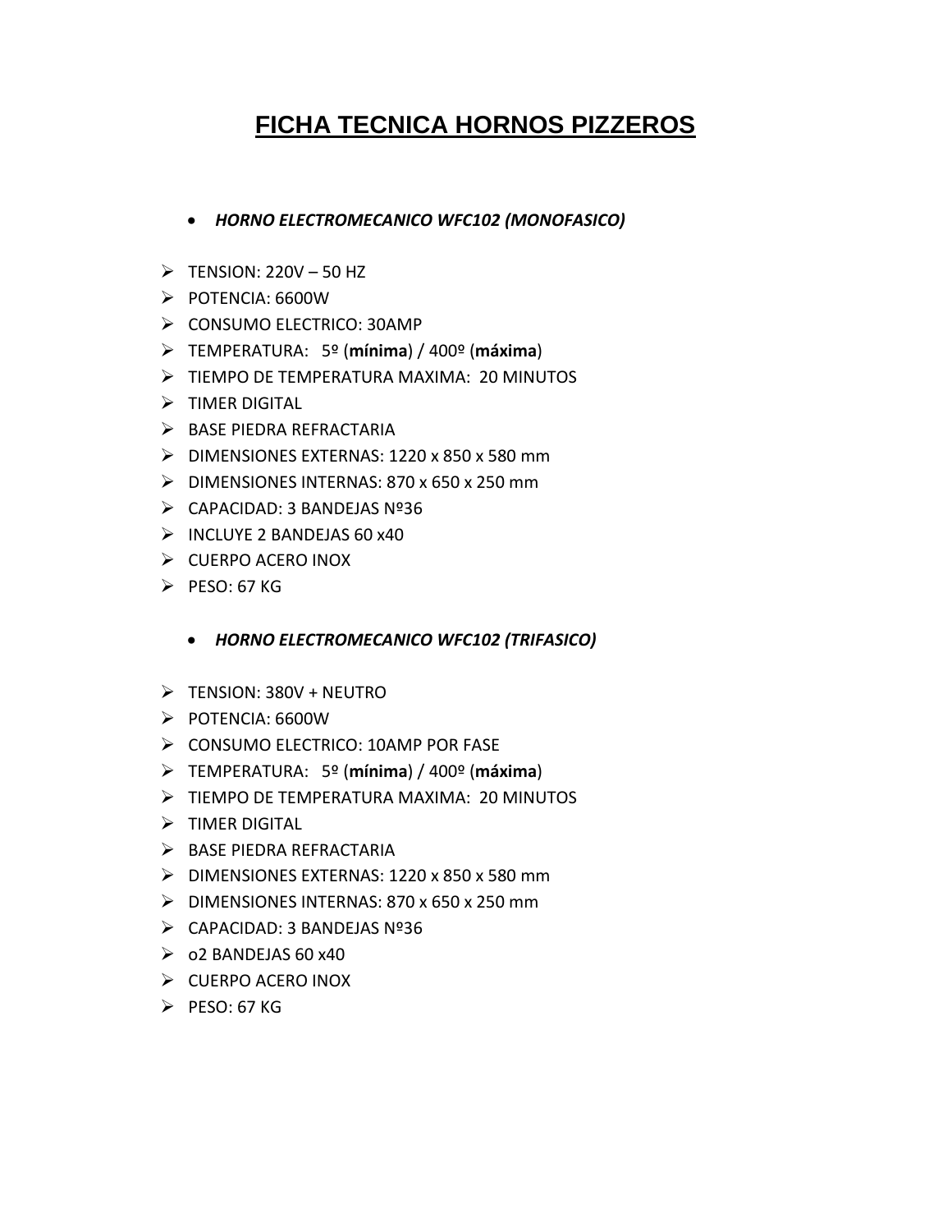# FICHA TECNICA HORNOS PIZZEROS

- ***HORNO ELECTROMECANICO WFC102 (MONOFASICO)***

- TENSION: 220V – 50 HZ
- POTENCIA: 6600W
- CONSUMO ELECTRICO: 30AMP
- TEMPERATURA: 5º (**mínima**) / 400º (**máxima**)
- TIEMPO DE TEMPERATURA MAXIMA: 20 MINUTOS
- TIMER DIGITAL
- BASE PIEDRA REFRACTARIA
- DIMENSIONES EXTERNAS: 1220 x 850 x 580 mm
- DIMENSIONES INTERNAS: 870 x 650 x 250 mm
- CAPACIDAD: 3 BANDEJAS Nº36
- INCLUYE 2 BANDEJAS 60 x40
- CUERPO ACERO INOX
- PESO: 67 KG

- ***HORNO ELECTROMECANICO WFC102 (TRIFASICO)***

- TENSION: 380V + NEUTRO
- POTENCIA: 6600W
- CONSUMO ELECTRICO: 10AMP POR FASE
- TEMPERATURA: 5º (**mínima**) / 400º (**máxima**)
- TIEMPO DE TEMPERATURA MAXIMA: 20 MINUTOS
- TIMER DIGITAL
- BASE PIEDRA REFRACTARIA
- DIMENSIONES EXTERNAS: 1220 x 850 x 580 mm
- DIMENSIONES INTERNAS: 870 x 650 x 250 mm
- CAPACIDAD: 3 BANDEJAS Nº36
- o2 BANDEJAS 60 x40
- CUERPO ACERO INOX
- PESO: 67 KG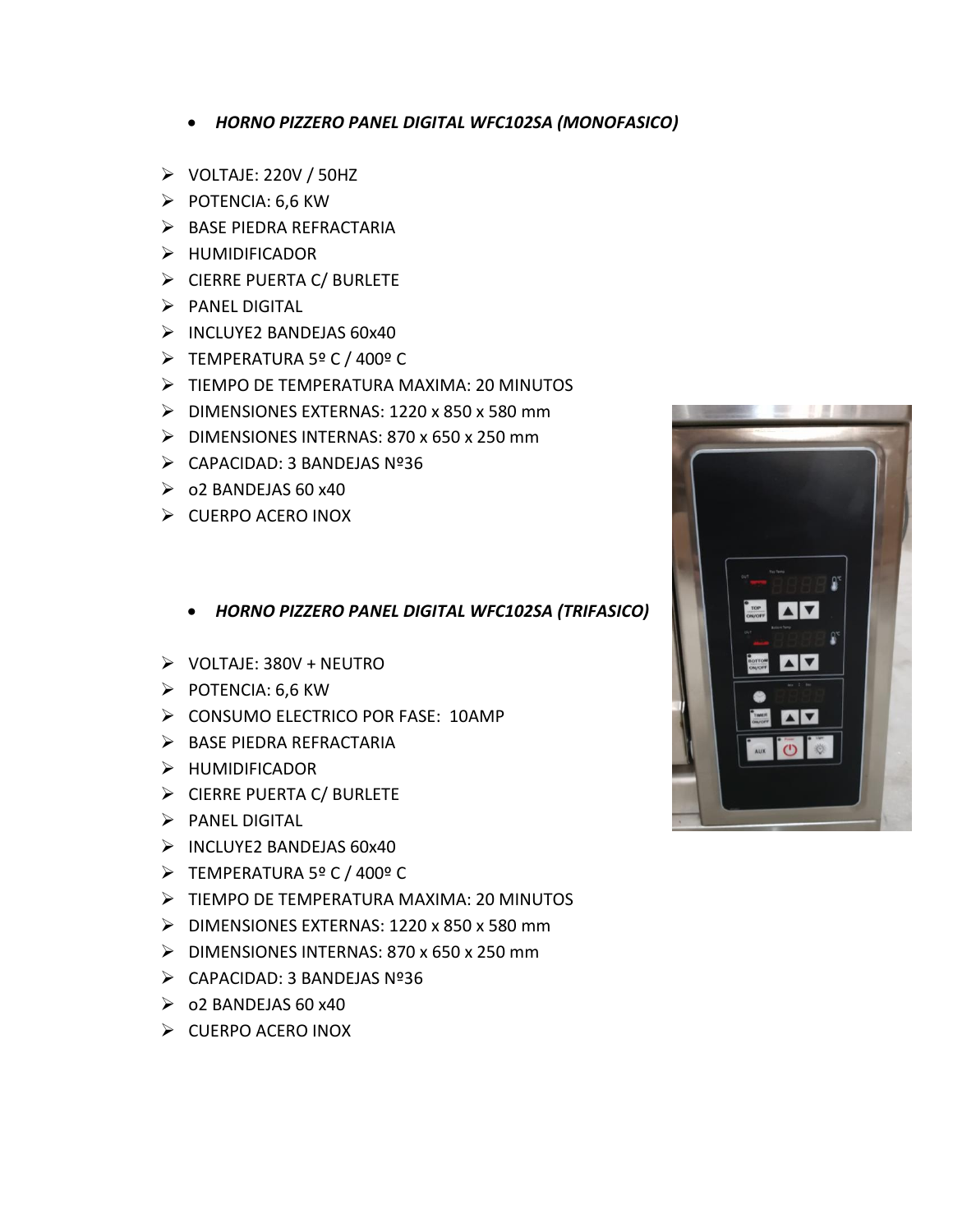- ***HORNO PIZZERO PANEL DIGITAL WFC102SA (MONOFASICO)***

- VOLTAJE: 220V / 50HZ
- POTENCIA: 6,6 KW
- BASE PIEDRA REFRACTARIA
- HUMIDIFICADOR
- CIERRE PUERTA C/ BURLETE
- PANEL DIGITAL
- INCLUYE2 BANDEJAS 60x40
- TEMPERATURA 5º C / 400º C
- TIEMPO DE TEMPERATURA MAXIMA: 20 MINUTOS
- DIMENSIONES EXTERNAS: 1220 x 850 x 580 mm
- DIMENSIONES INTERNAS: 870 x 650 x 250 mm
- CAPACIDAD: 3 BANDEJAS Nº36
- o2 BANDEJAS 60 x40
- CUERPO ACERO INOX

- ***HORNO PIZZERO PANEL DIGITAL WFC102SA (TRIFASICO)***

- VOLTAJE: 380V + NEUTRO
- POTENCIA: 6,6 KW
- CONSUMO ELECTRICO POR FASE: 10AMP
- BASE PIEDRA REFRACTARIA
- HUMIDIFICADOR
- CIERRE PUERTA C/ BURLETE
- PANEL DIGITAL
- INCLUYE2 BANDEJAS 60x40
- TEMPERATURA 5º C / 400º C
- TIEMPO DE TEMPERATURA MAXIMA: 20 MINUTOS
- DIMENSIONES EXTERNAS: 1220 x 850 x 580 mm
- DIMENSIONES INTERNAS: 870 x 650 x 250 mm
- CAPACIDAD: 3 BANDEJAS Nº36
- o2 BANDEJAS 60 x40
- CUERPO ACERO INOX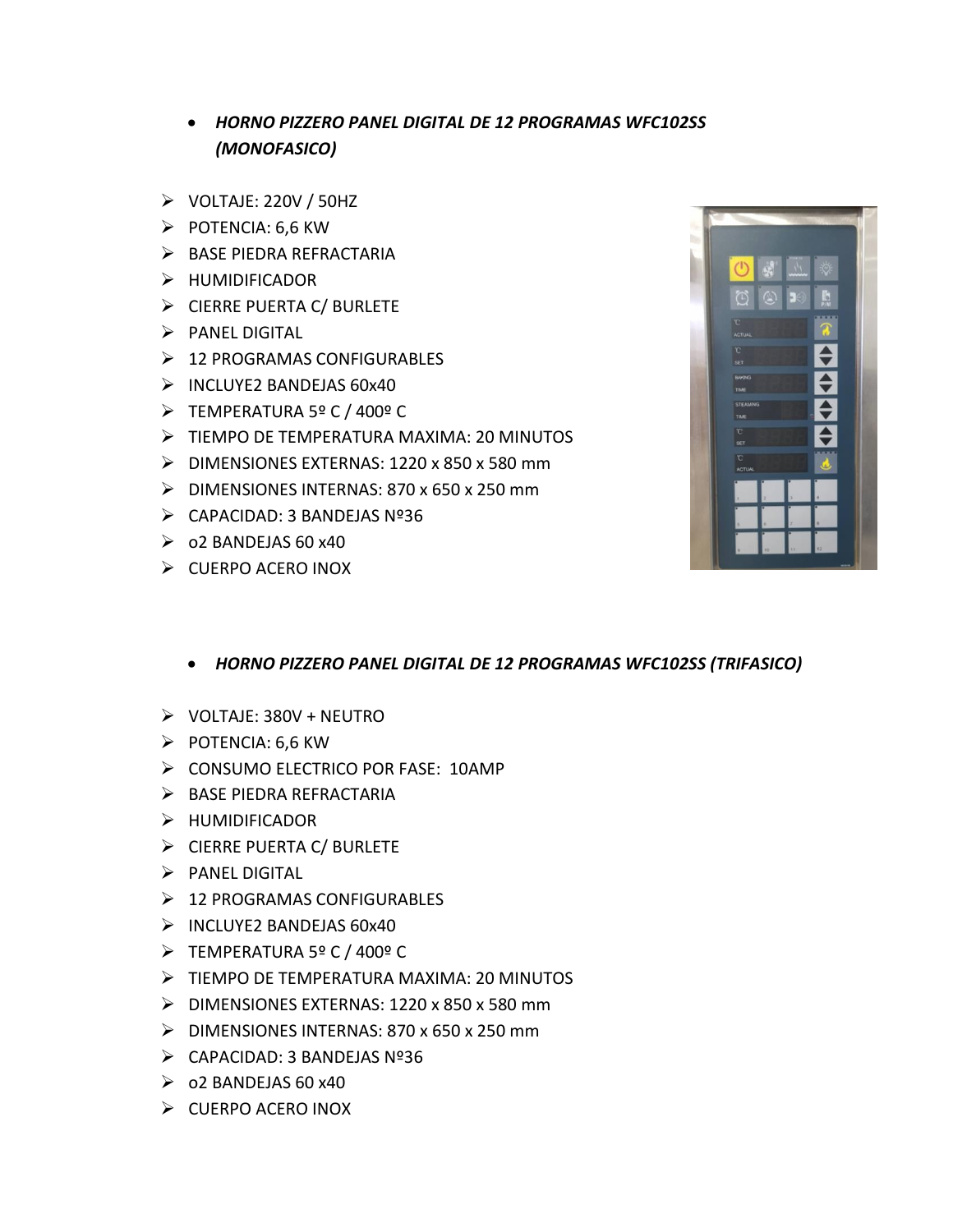- ***HORNO PIZZERO PANEL DIGITAL DE 12 PROGRAMAS WFC102SS (MONOFASICO)***

- VOLTAJE: 220V / 50HZ
- POTENCIA: 6,6 KW
- BASE PIEDRA REFRACTARIA
- HUMIDIFICADOR
- CIERRE PUERTA C/ BURLETE
- PANEL DIGITAL
- 12 PROGRAMAS CONFIGURABLES
- INCLUYE2 BANDEJAS 60x40
- TEMPERATURA 5º C / 400º C
- TIEMPO DE TEMPERATURA MAXIMA: 20 MINUTOS
- DIMENSIONES EXTERNAS: 1220 x 850 x 580 mm
- DIMENSIONES INTERNAS: 870 x 650 x 250 mm
- CAPACIDAD: 3 BANDEJAS Nº36
- o2 BANDEJAS 60 x40
- CUERPO ACERO INOX

- ***HORNO PIZZERO PANEL DIGITAL DE 12 PROGRAMAS WFC102SS (TRIFASICO)***

- VOLTAJE: 380V + NEUTRO
- POTENCIA: 6,6 KW
- CONSUMO ELECTRICO POR FASE: 10AMP
- BASE PIEDRA REFRACTARIA
- HUMIDIFICADOR
- CIERRE PUERTA C/ BURLETE
- PANEL DIGITAL
- 12 PROGRAMAS CONFIGURABLES
- INCLUYE2 BANDEJAS 60x40
- TEMPERATURA 5º C / 400º C
- TIEMPO DE TEMPERATURA MAXIMA: 20 MINUTOS
- DIMENSIONES EXTERNAS: 1220 x 850 x 580 mm
- DIMENSIONES INTERNAS: 870 x 650 x 250 mm
- CAPACIDAD: 3 BANDEJAS Nº36
- o2 BANDEJAS 60 x40
- CUERPO ACERO INOX